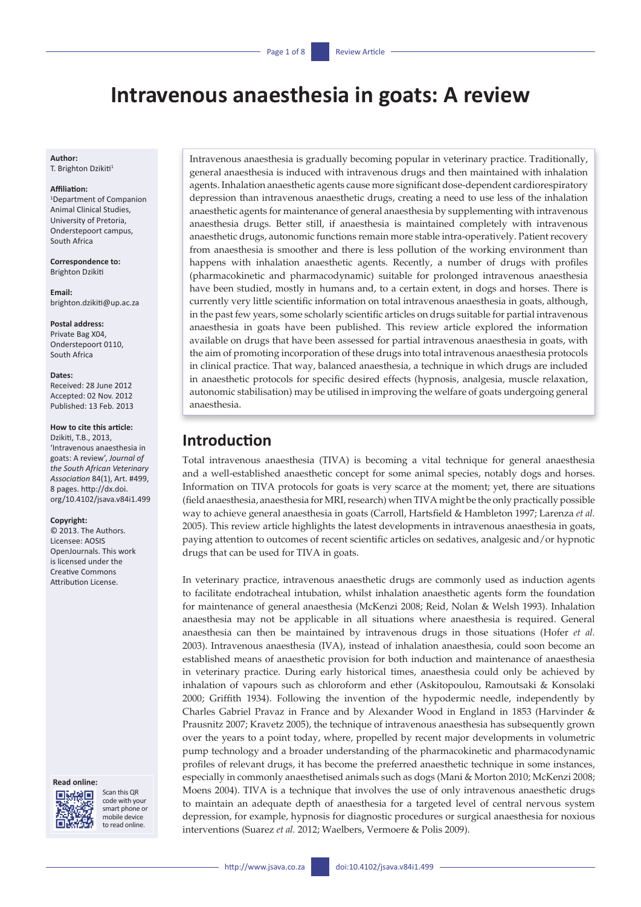# Intravenous anaesthesia in goats: A review

**Author:**
T. Brighton Dzikiti[1]

**Affiliation:**
[1]Department of Companion Animal Clinical Studies, University of Pretoria, Onderstepoort campus, South Africa

**Correspondence to:**
Brighton Dzikiti

**Email:**
brighton.dzikiti@up.ac.za

**Postal address:**
Private Bag X04, Onderstepoort 0110, South Africa

**Dates:**
Received: 28 June 2012
Accepted: 02 Nov. 2012
Published: 13 Feb. 2013

**How to cite this article:**
Dzikiti, T.B., 2013, 'Intravenous anaesthesia in goats: A review', *Journal of the South African Veterinary Association* 84(1), Art. #499, 8 pages. http://dx.doi.org/10.4102/jsava.v84i1.499

**Copyright:**
© 2013. The Authors. Licensee: AOSIS OpenJournals. This work is licensed under the Creative Commons Attribution License.

**Read online:**
Scan this QR code with your smart phone or mobile device to read online.

Intravenous anaesthesia is gradually becoming popular in veterinary practice. Traditionally, general anaesthesia is induced with intravenous drugs and then maintained with inhalation agents. Inhalation anaesthetic agents cause more significant dose-dependent cardiorespiratory depression than intravenous anaesthetic drugs, creating a need to use less of the inhalation anaesthetic agents for maintenance of general anaesthesia by supplementing with intravenous anaesthesia drugs. Better still, if anaesthesia is maintained completely with intravenous anaesthetic drugs, autonomic functions remain more stable intra-operatively. Patient recovery from anaesthesia is smoother and there is less pollution of the working environment than happens with inhalation anaesthetic agents. Recently, a number of drugs with profiles (pharmacokinetic and pharmacodynamic) suitable for prolonged intravenous anaesthesia have been studied, mostly in humans and, to a certain extent, in dogs and horses. There is currently very little scientific information on total intravenous anaesthesia in goats, although, in the past few years, some scholarly scientific articles on drugs suitable for partial intravenous anaesthesia in goats have been published. This review article explored the information available on drugs that have been assessed for partial intravenous anaesthesia in goats, with the aim of promoting incorporation of these drugs into total intravenous anaesthesia protocols in clinical practice. That way, balanced anaesthesia, a technique in which drugs are included in anaesthetic protocols for specific desired effects (hypnosis, analgesia, muscle relaxation, autonomic stabilisation) may be utilised in improving the welfare of goats undergoing general anaesthesia.

## Introduction

Total intravenous anaesthesia (TIVA) is becoming a vital technique for general anaesthesia and a well-established anaesthetic concept for some animal species, notably dogs and horses. Information on TIVA protocols for goats is very scarce at the moment; yet, there are situations (field anaesthesia, anaesthesia for MRI, research) when TIVA might be the only practically possible way to achieve general anaesthesia in goats (Carroll, Hartsfield & Hambleton 1997; Larenza *et al.* 2005). This review article highlights the latest developments in intravenous anaesthesia in goats, paying attention to outcomes of recent scientific articles on sedatives, analgesic and/or hypnotic drugs that can be used for TIVA in goats.

In veterinary practice, intravenous anaesthetic drugs are commonly used as induction agents to facilitate endotracheal intubation, whilst inhalation anaesthetic agents form the foundation for maintenance of general anaesthesia (McKenzi 2008; Reid, Nolan & Welsh 1993). Inhalation anaesthesia may not be applicable in all situations where anaesthesia is required. General anaesthesia can then be maintained by intravenous drugs in those situations (Hofer *et al.* 2003). Intravenous anaesthesia (IVA), instead of inhalation anaesthesia, could soon become an established means of anaesthetic provision for both induction and maintenance of anaesthesia in veterinary practice. During early historical times, anaesthesia could only be achieved by inhalation of vapours such as chloroform and ether (Askitopoulou, Ramoutsaki & Konsolaki 2000; Griffith 1934). Following the invention of the hypodermic needle, independently by Charles Gabriel Pravaz in France and by Alexander Wood in England in 1853 (Harvinder & Prausnitz 2007; Kravetz 2005), the technique of intravenous anaesthesia has subsequently grown over the years to a point today, where, propelled by recent major developments in volumetric pump technology and a broader understanding of the pharmacokinetic and pharmacodynamic profiles of relevant drugs, it has become the preferred anaesthetic technique in some instances, especially in commonly anaesthetised animals such as dogs (Mani & Morton 2010; McKenzi 2008; Moens 2004). TIVA is a technique that involves the use of only intravenous anaesthetic drugs to maintain an adequate depth of anaesthesia for a targeted level of central nervous system depression, for example, hypnosis for diagnostic procedures or surgical anaesthesia for noxious interventions (Suarez *et al.* 2012; Waelbers, Vermoere & Polis 2009).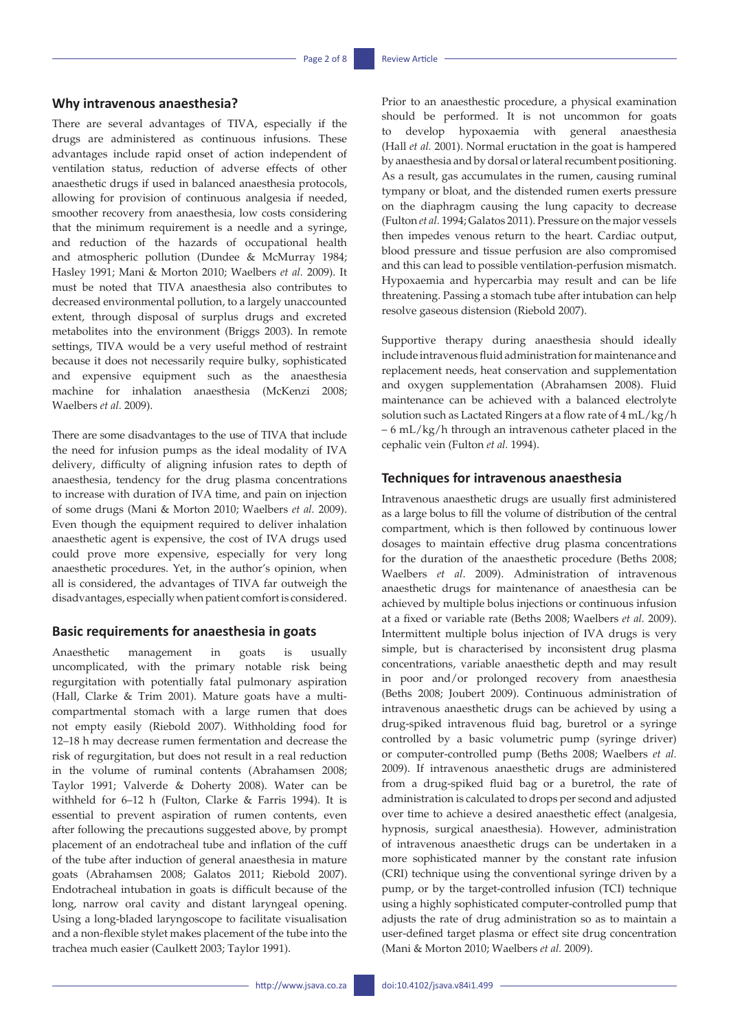## Why intravenous anaesthesia?

There are several advantages of TIVA, especially if the drugs are administered as continuous infusions. These advantages include rapid onset of action independent of ventilation status, reduction of adverse effects of other anaesthetic drugs if used in balanced anaesthesia protocols, allowing for provision of continuous analgesia if needed, smoother recovery from anaesthesia, low costs considering that the minimum requirement is a needle and a syringe, and reduction of the hazards of occupational health and atmospheric pollution (Dundee & McMurray 1984; Hasley 1991; Mani & Morton 2010; Waelbers *et al.* 2009). It must be noted that TIVA anaesthesia also contributes to decreased environmental pollution, to a largely unaccounted extent, through disposal of surplus drugs and excreted metabolites into the environment (Briggs 2003). In remote settings, TIVA would be a very useful method of restraint because it does not necessarily require bulky, sophisticated and expensive equipment such as the anaesthesia machine for inhalation anaesthesia (McKenzi 2008; Waelbers *et al.* 2009).

There are some disadvantages to the use of TIVA that include the need for infusion pumps as the ideal modality of IVA delivery, difficulty of aligning infusion rates to depth of anaesthesia, tendency for the drug plasma concentrations to increase with duration of IVA time, and pain on injection of some drugs (Mani & Morton 2010; Waelbers *et al.* 2009). Even though the equipment required to deliver inhalation anaesthetic agent is expensive, the cost of IVA drugs used could prove more expensive, especially for very long anaesthetic procedures. Yet, in the author's opinion, when all is considered, the advantages of TIVA far outweigh the disadvantages, especially when patient comfort is considered.

## Basic requirements for anaesthesia in goats

Anaesthetic management in goats is usually uncomplicated, with the primary notable risk being regurgitation with potentially fatal pulmonary aspiration (Hall, Clarke & Trim 2001). Mature goats have a multi-compartmental stomach with a large rumen that does not empty easily (Riebold 2007). Withholding food for 12–18 h may decrease rumen fermentation and decrease the risk of regurgitation, but does not result in a real reduction in the volume of ruminal contents (Abrahamsen 2008; Taylor 1991; Valverde & Doherty 2008). Water can be withheld for 6–12 h (Fulton, Clarke & Farris 1994). It is essential to prevent aspiration of rumen contents, even after following the precautions suggested above, by prompt placement of an endotracheal tube and inflation of the cuff of the tube after induction of general anaesthesia in mature goats (Abrahamsen 2008; Galatos 2011; Riebold 2007). Endotracheal intubation in goats is difficult because of the long, narrow oral cavity and distant laryngeal opening. Using a long-bladed laryngoscope to facilitate visualisation and a non-flexible stylet makes placement of the tube into the trachea much easier (Caulkett 2003; Taylor 1991).

Prior to an anaesthetic procedure, a physical examination should be performed. It is not uncommon for goats to develop hypoxaemia with general anaesthesia (Hall *et al.* 2001). Normal eructation in the goat is hampered by anaesthesia and by dorsal or lateral recumbent positioning. As a result, gas accumulates in the rumen, causing ruminal tympany or bloat, and the distended rumen exerts pressure on the diaphragm causing the lung capacity to decrease (Fulton *et al.* 1994; Galatos 2011). Pressure on the major vessels then impedes venous return to the heart. Cardiac output, blood pressure and tissue perfusion are also compromised and this can lead to possible ventilation-perfusion mismatch. Hypoxaemia and hypercarbia may result and can be life threatening. Passing a stomach tube after intubation can help resolve gaseous distension (Riebold 2007).

Supportive therapy during anaesthesia should ideally include intravenous fluid administration for maintenance and replacement needs, heat conservation and supplementation and oxygen supplementation (Abrahamsen 2008). Fluid maintenance can be achieved with a balanced electrolyte solution such as Lactated Ringers at a flow rate of 4 mL/kg/h – 6 mL/kg/h through an intravenous catheter placed in the cephalic vein (Fulton *et al.* 1994).

## Techniques for intravenous anaesthesia

Intravenous anaesthetic drugs are usually first administered as a large bolus to fill the volume of distribution of the central compartment, which is then followed by continuous lower dosages to maintain effective drug plasma concentrations for the duration of the anaesthetic procedure (Beths 2008; Waelbers *et al*. 2009). Administration of intravenous anaesthetic drugs for maintenance of anaesthesia can be achieved by multiple bolus injections or continuous infusion at a fixed or variable rate (Beths 2008; Waelbers *et al.* 2009). Intermittent multiple bolus injection of IVA drugs is very simple, but is characterised by inconsistent drug plasma concentrations, variable anaesthetic depth and may result in poor and/or prolonged recovery from anaesthesia (Beths 2008; Joubert 2009). Continuous administration of intravenous anaesthetic drugs can be achieved by using a drug-spiked intravenous fluid bag, buretrol or a syringe controlled by a basic volumetric pump (syringe driver) or computer-controlled pump (Beths 2008; Waelbers *et al.* 2009). If intravenous anaesthetic drugs are administered from a drug-spiked fluid bag or a buretrol, the rate of administration is calculated to drops per second and adjusted over time to achieve a desired anaesthetic effect (analgesia, hypnosis, surgical anaesthesia). However, administration of intravenous anaesthetic drugs can be undertaken in a more sophisticated manner by the constant rate infusion (CRI) technique using the conventional syringe driven by a pump, or by the target-controlled infusion (TCI) technique using a highly sophisticated computer-controlled pump that adjusts the rate of drug administration so as to maintain a user-defined target plasma or effect site drug concentration (Mani & Morton 2010; Waelbers *et al.* 2009).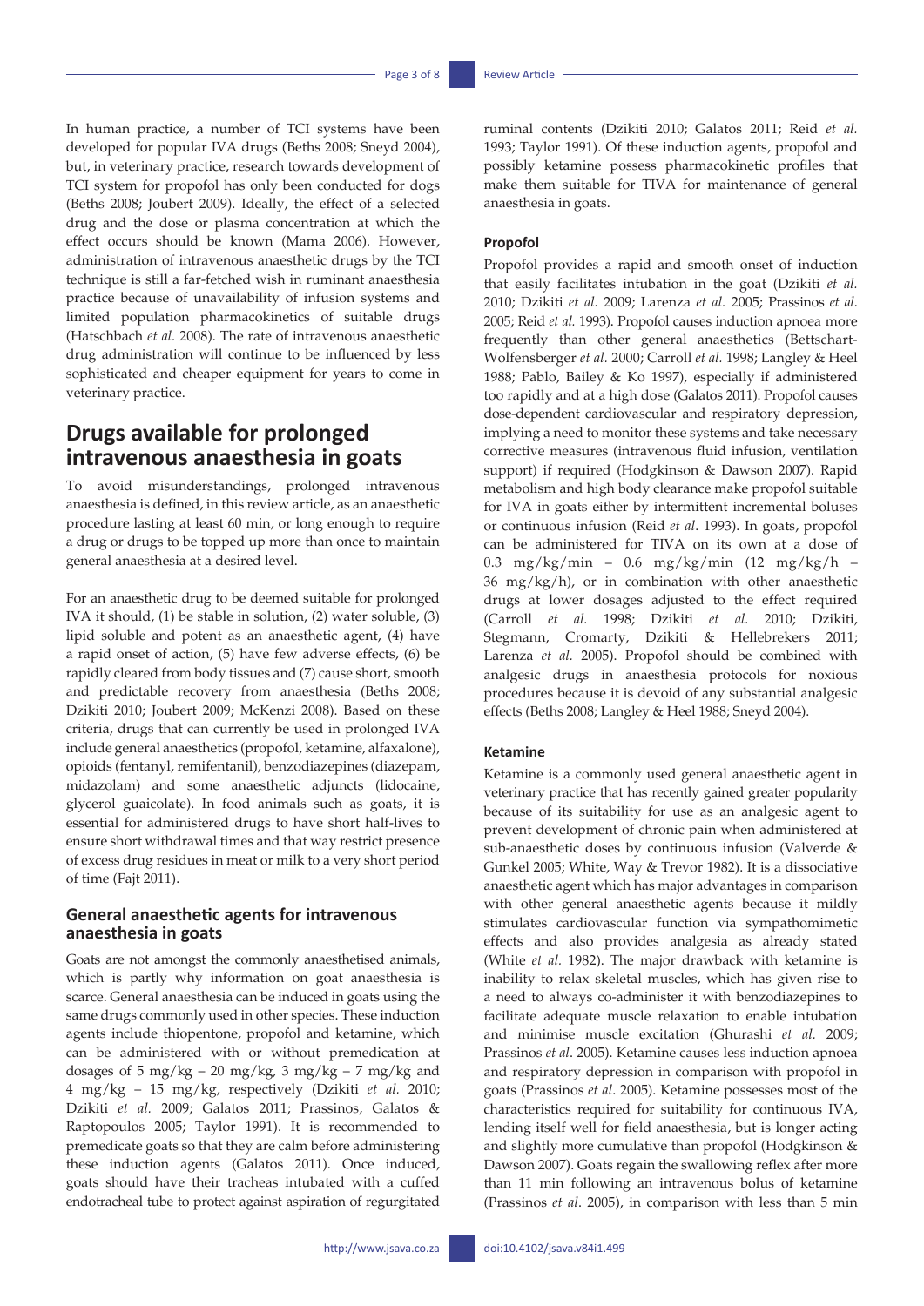In human practice, a number of TCI systems have been developed for popular IVA drugs (Beths 2008; Sneyd 2004), but, in veterinary practice, research towards development of TCI system for propofol has only been conducted for dogs (Beths 2008; Joubert 2009). Ideally, the effect of a selected drug and the dose or plasma concentration at which the effect occurs should be known (Mama 2006). However, administration of intravenous anaesthetic drugs by the TCI technique is still a far-fetched wish in ruminant anaesthesia practice because of unavailability of infusion systems and limited population pharmacokinetics of suitable drugs (Hatschbach *et al.* 2008). The rate of intravenous anaesthetic drug administration will continue to be influenced by less sophisticated and cheaper equipment for years to come in veterinary practice.

## Drugs available for prolonged intravenous anaesthesia in goats

To avoid misunderstandings, prolonged intravenous anaesthesia is defined, in this review article, as an anaesthetic procedure lasting at least 60 min, or long enough to require a drug or drugs to be topped up more than once to maintain general anaesthesia at a desired level.

For an anaesthetic drug to be deemed suitable for prolonged IVA it should, (1) be stable in solution, (2) water soluble, (3) lipid soluble and potent as an anaesthetic agent, (4) have a rapid onset of action, (5) have few adverse effects, (6) be rapidly cleared from body tissues and (7) cause short, smooth and predictable recovery from anaesthesia (Beths 2008; Dzikiti 2010; Joubert 2009; McKenzi 2008). Based on these criteria, drugs that can currently be used in prolonged IVA include general anaesthetics (propofol, ketamine, alfaxalone), opioids (fentanyl, remifentanil), benzodiazepines (diazepam, midazolam) and some anaesthetic adjuncts (lidocaine, glycerol guaicolate). In food animals such as goats, it is essential for administered drugs to have short half-lives to ensure short withdrawal times and that way restrict presence of excess drug residues in meat or milk to a very short period of time (Fajt 2011).

### General anaesthetic agents for intravenous anaesthesia in goats

Goats are not amongst the commonly anaesthetised animals, which is partly why information on goat anaesthesia is scarce. General anaesthesia can be induced in goats using the same drugs commonly used in other species. These induction agents include thiopentone, propofol and ketamine, which can be administered with or without premedication at dosages of 5 mg/kg – 20 mg/kg, 3 mg/kg – 7 mg/kg and 4 mg/kg – 15 mg/kg, respectively (Dzikiti *et al.* 2010; Dzikiti *et al.* 2009; Galatos 2011; Prassinos, Galatos & Raptopoulos 2005; Taylor 1991). It is recommended to premedicate goats so that they are calm before administering these induction agents (Galatos 2011). Once induced, goats should have their tracheas intubated with a cuffed endotracheal tube to protect against aspiration of regurgitated ruminal contents (Dzikiti 2010; Galatos 2011; Reid *et al.* 1993; Taylor 1991). Of these induction agents, propofol and possibly ketamine possess pharmacokinetic profiles that make them suitable for TIVA for maintenance of general anaesthesia in goats.

#### Propofol

Propofol provides a rapid and smooth onset of induction that easily facilitates intubation in the goat (Dzikiti *et al.* 2010; Dzikiti *et al.* 2009; Larenza *et al.* 2005; Prassinos *et al.* 2005; Reid *et al.* 1993). Propofol causes induction apnoea more frequently than other general anaesthetics (Bettschart-Wolfensberger *et al.* 2000; Carroll *et al.* 1998; Langley & Heel 1988; Pablo, Bailey & Ko 1997), especially if administered too rapidly and at a high dose (Galatos 2011). Propofol causes dose-dependent cardiovascular and respiratory depression, implying a need to monitor these systems and take necessary corrective measures (intravenous fluid infusion, ventilation support) if required (Hodgkinson & Dawson 2007). Rapid metabolism and high body clearance make propofol suitable for IVA in goats either by intermittent incremental boluses or continuous infusion (Reid *et al*. 1993). In goats, propofol can be administered for TIVA on its own at a dose of 0.3 mg/kg/min – 0.6 mg/kg/min (12 mg/kg/h – 36 mg/kg/h), or in combination with other anaesthetic drugs at lower dosages adjusted to the effect required (Carroll *et al.* 1998; Dzikiti *et al.* 2010; Dzikiti, Stegmann, Cromarty, Dzikiti & Hellebrekers 2011; Larenza *et al.* 2005). Propofol should be combined with analgesic drugs in anaesthesia protocols for noxious procedures because it is devoid of any substantial analgesic effects (Beths 2008; Langley & Heel 1988; Sneyd 2004).

#### Ketamine

Ketamine is a commonly used general anaesthetic agent in veterinary practice that has recently gained greater popularity because of its suitability for use as an analgesic agent to prevent development of chronic pain when administered at sub-anaesthetic doses by continuous infusion (Valverde & Gunkel 2005; White, Way & Trevor 1982). It is a dissociative anaesthetic agent which has major advantages in comparison with other general anaesthetic agents because it mildly stimulates cardiovascular function via sympathomimetic effects and also provides analgesia as already stated (White *et al.* 1982). The major drawback with ketamine is inability to relax skeletal muscles, which has given rise to a need to always co-administer it with benzodiazepines to facilitate adequate muscle relaxation to enable intubation and minimise muscle excitation (Ghurashi *et al.* 2009; Prassinos *et al*. 2005). Ketamine causes less induction apnoea and respiratory depression in comparison with propofol in goats (Prassinos *et al*. 2005). Ketamine possesses most of the characteristics required for suitability for continuous IVA, lending itself well for field anaesthesia, but is longer acting and slightly more cumulative than propofol (Hodgkinson & Dawson 2007). Goats regain the swallowing reflex after more than 11 min following an intravenous bolus of ketamine (Prassinos *et al*. 2005), in comparison with less than 5 min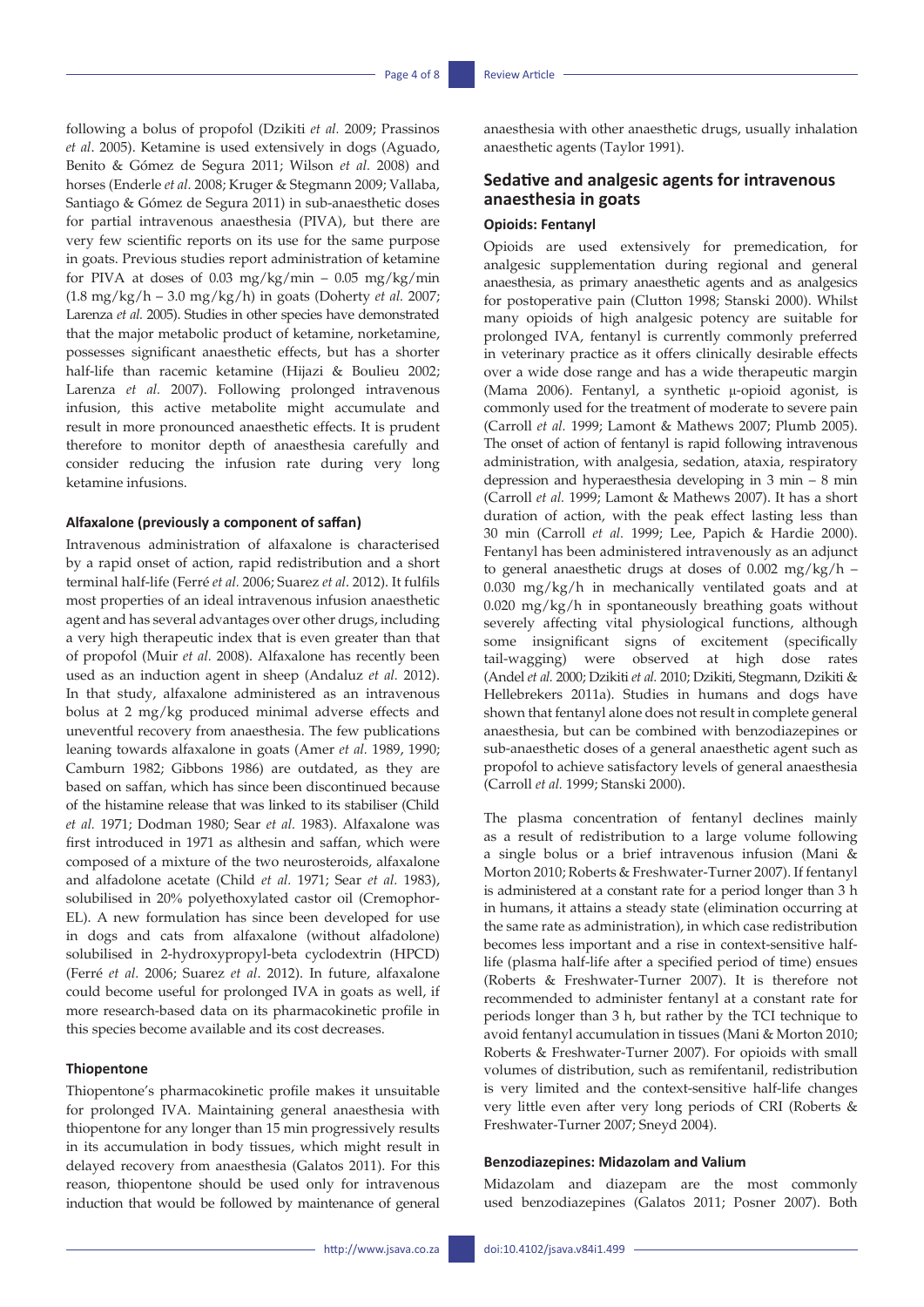following a bolus of propofol (Dzikiti *et al.* 2009; Prassinos *et al*. 2005). Ketamine is used extensively in dogs (Aguado, Benito & Gómez de Segura 2011; Wilson *et al.* 2008) and horses (Enderle *et al.* 2008; Kruger & Stegmann 2009; Vallaba, Santiago & Gómez de Segura 2011) in sub-anaesthetic doses for partial intravenous anaesthesia (PIVA), but there are very few scientific reports on its use for the same purpose in goats. Previous studies report administration of ketamine for PIVA at doses of 0.03 mg/kg/min – 0.05 mg/kg/min (1.8 mg/kg/h – 3.0 mg/kg/h) in goats (Doherty *et al.* 2007; Larenza *et al.* 2005). Studies in other species have demonstrated that the major metabolic product of ketamine, norketamine, possesses significant anaesthetic effects, but has a shorter half-life than racemic ketamine (Hijazi & Boulieu 2002; Larenza *et al.* 2007). Following prolonged intravenous infusion, this active metabolite might accumulate and result in more pronounced anaesthetic effects. It is prudent therefore to monitor depth of anaesthesia carefully and consider reducing the infusion rate during very long ketamine infusions.

#### Alfaxalone (previously a component of saffan)

Intravenous administration of alfaxalone is characterised by a rapid onset of action, rapid redistribution and a short terminal half-life (Ferré *et al.* 2006; Suarez *et al*. 2012). It fulfils most properties of an ideal intravenous infusion anaesthetic agent and has several advantages over other drugs, including a very high therapeutic index that is even greater than that of propofol (Muir *et al.* 2008). Alfaxalone has recently been used as an induction agent in sheep (Andaluz *et al.* 2012). In that study, alfaxalone administered as an intravenous bolus at 2 mg/kg produced minimal adverse effects and uneventful recovery from anaesthesia. The few publications leaning towards alfaxalone in goats (Amer *et al.* 1989, 1990; Camburn 1982; Gibbons 1986) are outdated, as they are based on saffan, which has since been discontinued because of the histamine release that was linked to its stabiliser (Child *et al.* 1971; Dodman 1980; Sear *et al.* 1983). Alfaxalone was first introduced in 1971 as althesin and saffan, which were composed of a mixture of the two neurosteroids, alfaxalone and alfadolone acetate (Child *et al.* 1971; Sear *et al.* 1983), solubilised in 20% polyethoxylated castor oil (Cremophor-EL). A new formulation has since been developed for use in dogs and cats from alfaxalone (without alfadolone) solubilised in 2-hydroxypropyl-beta cyclodextrin (HPCD) (Ferré *et al.* 2006; Suarez *et al*. 2012). In future, alfaxalone could become useful for prolonged IVA in goats as well, if more research-based data on its pharmacokinetic profile in this species become available and its cost decreases.

#### Thiopentone

Thiopentone's pharmacokinetic profile makes it unsuitable for prolonged IVA. Maintaining general anaesthesia with thiopentone for any longer than 15 min progressively results in its accumulation in body tissues, which might result in delayed recovery from anaesthesia (Galatos 2011). For this reason, thiopentone should be used only for intravenous induction that would be followed by maintenance of general anaesthesia with other anaesthetic drugs, usually inhalation anaesthetic agents (Taylor 1991).

## Sedative and analgesic agents for intravenous anaesthesia in goats

#### Opioids: Fentanyl

Opioids are used extensively for premedication, for analgesic supplementation during regional and general anaesthesia, as primary anaesthetic agents and as analgesics for postoperative pain (Clutton 1998; Stanski 2000). Whilst many opioids of high analgesic potency are suitable for prolonged IVA, fentanyl is currently commonly preferred in veterinary practice as it offers clinically desirable effects over a wide dose range and has a wide therapeutic margin (Mama 2006). Fentanyl, a synthetic µ-opioid agonist, is commonly used for the treatment of moderate to severe pain (Carroll *et al.* 1999; Lamont & Mathews 2007; Plumb 2005). The onset of action of fentanyl is rapid following intravenous administration, with analgesia, sedation, ataxia, respiratory depression and hyperaesthesia developing in 3 min – 8 min (Carroll *et al.* 1999; Lamont & Mathews 2007). It has a short duration of action, with the peak effect lasting less than 30 min (Carroll *et al.* 1999; Lee, Papich & Hardie 2000). Fentanyl has been administered intravenously as an adjunct to general anaesthetic drugs at doses of 0.002 mg/kg/h – 0.030 mg/kg/h in mechanically ventilated goats and at 0.020 mg/kg/h in spontaneously breathing goats without severely affecting vital physiological functions, although some insignificant signs of excitement (specifically tail-wagging) were observed at high dose rates (Andel *et al.* 2000; Dzikiti *et al.* 2010; Dzikiti, Stegmann, Dzikiti & Hellebrekers 2011a). Studies in humans and dogs have shown that fentanyl alone does not result in complete general anaesthesia, but can be combined with benzodiazepines or sub-anaesthetic doses of a general anaesthetic agent such as propofol to achieve satisfactory levels of general anaesthesia (Carroll *et al.* 1999; Stanski 2000).

The plasma concentration of fentanyl declines mainly as a result of redistribution to a large volume following a single bolus or a brief intravenous infusion (Mani & Morton 2010; Roberts & Freshwater-Turner 2007). If fentanyl is administered at a constant rate for a period longer than 3 h in humans, it attains a steady state (elimination occurring at the same rate as administration), in which case redistribution becomes less important and a rise in context-sensitive half-life (plasma half-life after a specified period of time) ensues (Roberts & Freshwater-Turner 2007). It is therefore not recommended to administer fentanyl at a constant rate for periods longer than 3 h, but rather by the TCI technique to avoid fentanyl accumulation in tissues (Mani & Morton 2010; Roberts & Freshwater-Turner 2007). For opioids with small volumes of distribution, such as remifentanil, redistribution is very limited and the context-sensitive half-life changes very little even after very long periods of CRI (Roberts & Freshwater-Turner 2007; Sneyd 2004).

#### Benzodiazepines: Midazolam and Valium

Midazolam and diazepam are the most commonly used benzodiazepines (Galatos 2011; Posner 2007). Both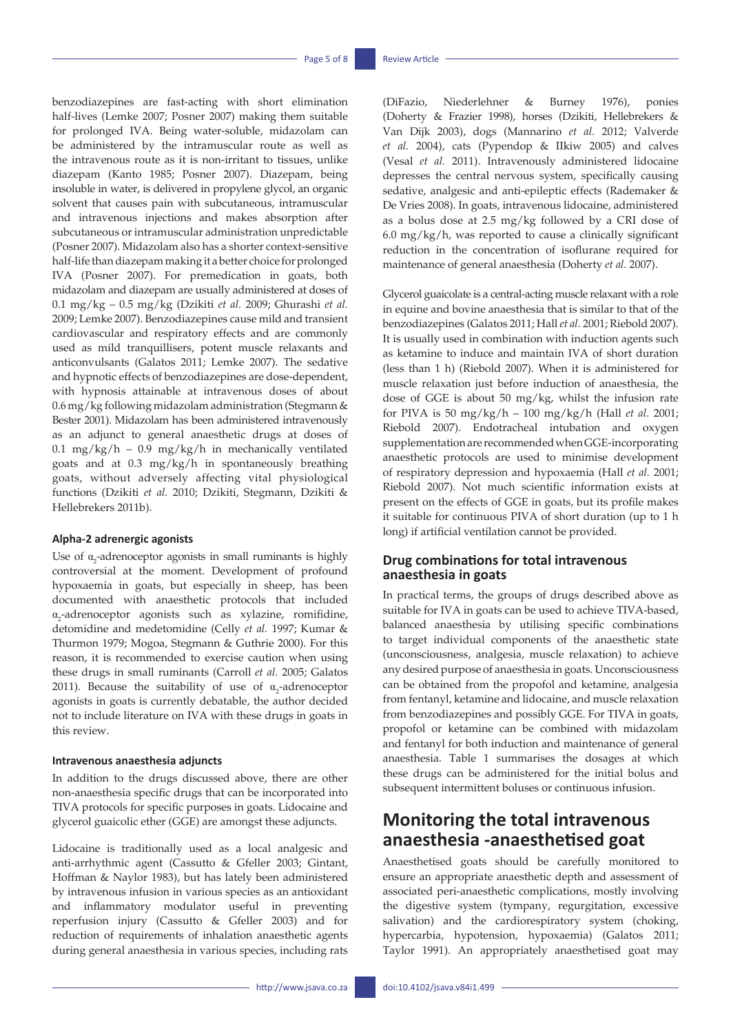benzodiazepines are fast-acting with short elimination half-lives (Lemke 2007; Posner 2007) making them suitable for prolonged IVA. Being water-soluble, midazolam can be administered by the intramuscular route as well as the intravenous route as it is non-irritant to tissues, unlike diazepam (Kanto 1985; Posner 2007). Diazepam, being insoluble in water, is delivered in propylene glycol, an organic solvent that causes pain with subcutaneous, intramuscular and intravenous injections and makes absorption after subcutaneous or intramuscular administration unpredictable (Posner 2007). Midazolam also has a shorter context-sensitive half-life than diazepam making it a better choice for prolonged IVA (Posner 2007). For premedication in goats, both midazolam and diazepam are usually administered at doses of 0.1 mg/kg – 0.5 mg/kg (Dzikiti *et al.* 2009; Ghurashi *et al.* 2009; Lemke 2007). Benzodiazepines cause mild and transient cardiovascular and respiratory effects and are commonly used as mild tranquillisers, potent muscle relaxants and anticonvulsants (Galatos 2011; Lemke 2007). The sedative and hypnotic effects of benzodiazepines are dose-dependent, with hypnosis attainable at intravenous doses of about 0.6 mg/kg following midazolam administration (Stegmann & Bester 2001). Midazolam has been administered intravenously as an adjunct to general anaesthetic drugs at doses of 0.1 mg/kg/h – 0.9 mg/kg/h in mechanically ventilated goats and at 0.3 mg/kg/h in spontaneously breathing goats, without adversely affecting vital physiological functions (Dzikiti *et al.* 2010; Dzikiti, Stegmann, Dzikiti & Hellebrekers 2011b).

#### Alpha-2 adrenergic agonists

Use of $\alpha_2$-adrenoceptor agonists in small ruminants is highly controversial at the moment. Development of profound hypoxaemia in goats, but especially in sheep, has been documented with anaesthetic protocols that included $\alpha_2$-adrenoceptor agonists such as xylazine, romifidine, detomidine and medetomidine (Celly *et al.* 1997; Kumar & Thurmon 1979; Mogoa, Stegmann & Guthrie 2000). For this reason, it is recommended to exercise caution when using these drugs in small ruminants (Carroll *et al.* 2005; Galatos 2011). Because the suitability of use of $\alpha_2$-adrenoceptor agonists in goats is currently debatable, the author decided not to include literature on IVA with these drugs in goats in this review.

#### Intravenous anaesthesia adjuncts

In addition to the drugs discussed above, there are other non-anaesthesia specific drugs that can be incorporated into TIVA protocols for specific purposes in goats. Lidocaine and glycerol guaicolic ether (GGE) are amongst these adjuncts.

Lidocaine is traditionally used as a local analgesic and anti-arrhythmic agent (Cassutto & Gfeller 2003; Gintant, Hoffman & Naylor 1983), but has lately been administered by intravenous infusion in various species as an antioxidant and inflammatory modulator useful in preventing reperfusion injury (Cassutto & Gfeller 2003) and for reduction of requirements of inhalation anaesthetic agents during general anaesthesia in various species, including rats (DiFazio, Niederlehner & Burney 1976), ponies (Doherty & Frazier 1998), horses (Dzikiti, Hellebrekers & Van Dijk 2003), dogs (Mannarino *et al.* 2012; Valverde *et al.* 2004), cats (Pypendop & IIkiw 2005) and calves (Vesal *et al.* 2011). Intravenously administered lidocaine depresses the central nervous system, specifically causing sedative, analgesic and anti-epileptic effects (Rademaker & De Vries 2008). In goats, intravenous lidocaine, administered as a bolus dose at 2.5 mg/kg followed by a CRI dose of 6.0 mg/kg/h, was reported to cause a clinically significant reduction in the concentration of isoflurane required for maintenance of general anaesthesia (Doherty *et al.* 2007).

Glycerol guaicolate is a central-acting muscle relaxant with a role in equine and bovine anaesthesia that is similar to that of the benzodiazepines (Galatos 2011; Hall *et al.* 2001; Riebold 2007). It is usually used in combination with induction agents such as ketamine to induce and maintain IVA of short duration (less than 1 h) (Riebold 2007). When it is administered for muscle relaxation just before induction of anaesthesia, the dose of GGE is about 50 mg/kg, whilst the infusion rate for PIVA is 50 mg/kg/h – 100 mg/kg/h (Hall *et al.* 2001; Riebold 2007). Endotracheal intubation and oxygen supplementation are recommended when GGE-incorporating anaesthetic protocols are used to minimise development of respiratory depression and hypoxaemia (Hall *et al.* 2001; Riebold 2007). Not much scientific information exists at present on the effects of GGE in goats, but its profile makes it suitable for continuous PIVA of short duration (up to 1 h long) if artificial ventilation cannot be provided.

### Drug combinations for total intravenous anaesthesia in goats

In practical terms, the groups of drugs described above as suitable for IVA in goats can be used to achieve TIVA-based, balanced anaesthesia by utilising specific combinations to target individual components of the anaesthetic state (unconsciousness, analgesia, muscle relaxation) to achieve any desired purpose of anaesthesia in goats. Unconsciousness can be obtained from the propofol and ketamine, analgesia from fentanyl, ketamine and lidocaine, and muscle relaxation from benzodiazepines and possibly GGE. For TIVA in goats, propofol or ketamine can be combined with midazolam and fentanyl for both induction and maintenance of general anaesthesia. Table 1 summarises the dosages at which these drugs can be administered for the initial bolus and subsequent intermittent boluses or continuous infusion.

## Monitoring the total intravenous anaesthesia -anaesthetised goat

Anaesthetised goats should be carefully monitored to ensure an appropriate anaesthetic depth and assessment of associated peri-anaesthetic complications, mostly involving the digestive system (tympany, regurgitation, excessive salivation) and the cardiorespiratory system (choking, hypercarbia, hypotension, hypoxaemia) (Galatos 2011; Taylor 1991). An appropriately anaesthetised goat may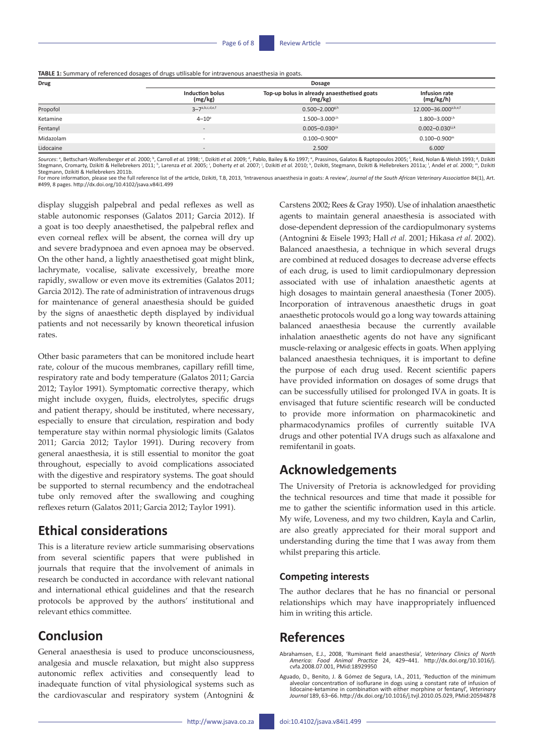**TABLE 1:** Summary of referenced dosages of drugs utilisable for intravenous anaesthesia in goats.

| Drug | Dosage | | |
|---|---|---|---|
| | Induction bolus (mg/kg) | Top-up bolus in already anaesthetised goats (mg/kg) | Infusion rate (mg/kg/h) |
| Propofol | 3–7[a,b,c,d,e,f] | 0.500–2.000[g,h] | 12.000–36.000[a,b,e,f] |
| Ketamine | 4–10[e] | 1.500–3.000[i,h] | 1.800–3.000[i,h] |
| Fentanyl | - | 0.005–0.030[j,k] | 0.002–0.030[j,l,k] |
| Midazolam | - | 0.100–0.900[m] | 0.100–0.900[m] |
| Lidocaine | - | 2.500[l] | 6.000[l] |

*Sources*: [a], Bettschart-Wolfensberger *et al.* 2000; [b], Carroll *et al.* 1998; [c], Dzikiti *et al.* 2009; [d], Pablo, Bailey & Ko 1997; [e], Prassinos, Galatos & Raptopoulos 2005; [f], Reid, Nolan & Welsh 1993; [g], Dzikiti Stegmann, Cromarty, Dzikiti & Hellebrekers 2011; [h], Larenza *et al.* 2005; [i], Doherty *et al.* 2007; [j], Dzikiti *et al.* 2010; [k], Dzikiti, Stegmann, Dzikiti & Hellebrekers 2011a; [l], Andel *et al.* 2000; [m], Dzikiti Stegmann, Dzikiti & Hellebrekers 2011b.

For more information, please see the full reference list of the article, Dzikiti, T.B, 2013, 'Intravenous anaesthesia in goats: A review', *Journal of the South African Veterinary Association* 84(1), Art. #499, 8 pages. http://dx.doi.org/10.4102/jsava.v84i1.499

display sluggish palpebral and pedal reflexes as well as stable autonomic responses (Galatos 2011; Garcia 2012). If a goat is too deeply anaesthetised, the palpebral reflex and even corneal reflex will be absent, the cornea will dry up and severe bradypnoea and even apnoea may be observed. On the other hand, a lightly anaesthetised goat might blink, lachrymate, vocalise, salivate excessively, breathe more rapidly, swallow or even move its extremities (Galatos 2011; Garcia 2012). The rate of administration of intravenous drugs for maintenance of general anaesthesia should be guided by the signs of anaesthetic depth displayed by individual patients and not necessarily by known theoretical infusion rates.

Other basic parameters that can be monitored include heart rate, colour of the mucous membranes, capillary refill time, respiratory rate and body temperature (Galatos 2011; Garcia 2012; Taylor 1991). Symptomatic corrective therapy, which might include oxygen, fluids, electrolytes, specific drugs and patient therapy, should be instituted, where necessary, especially to ensure that circulation, respiration and body temperature stay within normal physiologic limits (Galatos 2011; Garcia 2012; Taylor 1991). During recovery from general anaesthesia, it is still essential to monitor the goat throughout, especially to avoid complications associated with the digestive and respiratory systems. The goat should be supported to sternal recumbency and the endotracheal tube only removed after the swallowing and coughing reflexes return (Galatos 2011; Garcia 2012; Taylor 1991).

## Ethical considerations

This is a literature review article summarising observations from several scientific papers that were published in journals that require that the involvement of animals in research be conducted in accordance with relevant national and international ethical guidelines and that the research protocols be approved by the authors' institutional and relevant ethics committee.

## Conclusion

General anaesthesia is used to produce unconsciousness, analgesia and muscle relaxation, but might also suppress autonomic reflex activities and consequently lead to inadequate function of vital physiological systems such as the cardiovascular and respiratory system (Antognini & Carstens 2002; Rees & Gray 1950). Use of inhalation anaesthetic agents to maintain general anaesthesia is associated with dose-dependent depression of the cardiopulmonary systems (Antognini & Eisele 1993; Hall *et al.* 2001; Hikasa *et al.* 2002). Balanced anaesthesia, a technique in which several drugs are combined at reduced dosages to decrease adverse effects of each drug, is used to limit cardiopulmonary depression associated with use of inhalation anaesthetic agents at high dosages to maintain general anaesthesia (Toner 2005). Incorporation of intravenous anaesthetic drugs in goat anaesthetic protocols would go a long way towards attaining balanced anaesthesia because the currently available inhalation anaesthetic agents do not have any significant muscle-relaxing or analgesic effects in goats. When applying balanced anaesthesia techniques, it is important to define the purpose of each drug used. Recent scientific papers have provided information on dosages of some drugs that can be successfully utilised for prolonged IVA in goats. It is envisaged that future scientific research will be conducted to provide more information on pharmacokinetic and pharmacodynamics profiles of currently suitable IVA drugs and other potential IVA drugs such as alfaxalone and remifentanil in goats.

## Acknowledgements

The University of Pretoria is acknowledged for providing the technical resources and time that made it possible for me to gather the scientific information used in this article. My wife, Loveness, and my two children, Kayla and Carlin, are also greatly appreciated for their moral support and understanding during the time that I was away from them whilst preparing this article.

### Competing interests

The author declares that he has no financial or personal relationships which may have inappropriately influenced him in writing this article.

## References

Abrahamsen, E.J., 2008, 'Ruminant field anaesthesia', *Veterinary Clinics of North America: Food Animal Practice* 24, 429–441. http://dx.doi.org/10.1016/j.cvfa.2008.07.001, PMid:18929950

Aguado, D., Benito, J. & Gómez de Segura, I.A., 2011, 'Reduction of the minimum alveolar concentration of isoflurane in dogs using a constant rate of infusion of lidocaine-ketamine in combination with either morphine or fentanyl', *Veterinary Journal* 189, 63–66. http://dx.doi.org/10.1016/j.tvjl.2010.05.029, PMid:20594878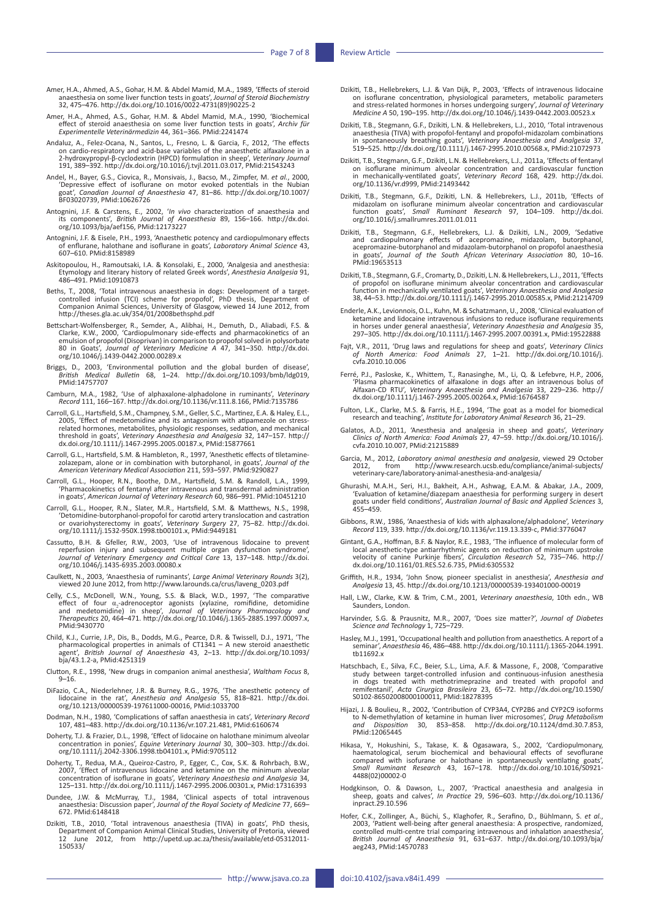Amer, H.A., Ahmed, A.S., Gohar, H.M. & Abdel Mamid, M.A., 1989, 'Effects of steroid anaesthesia on some liver function tests in goats', *Journal of Steroid Biochemistry* 32, 475–476. http://dx.doi.org/10.1016/0022-4731(89)90225-2

Amer, H.A., Ahmed, A.S., Gohar, H.M. & Abdel Mamid, M.A., 1990, 'Biochemical effect of steroid anaesthesia on some liver function tests in goats', *Archiv für Experimentelle Veterinärmedizin* 44, 361–366. PMid:2241474

Andaluz, A., Felez-Ocana, N., Santos, L., Fresno, L. & Garcia, F., 2012, 'The effects on cardio-respiratory and acid-base variables of the anaesthetic alfaxalone in a 2-hydroxypropyl-β-cyclodextrin (HPCD) formulation in sheep', *Veterinary Journal* 191, 389–392. http://dx.doi.org/10.1016/j.tvjl.2011.03.017, PMid:21543243

Andel, H., Bayer, G.S., Ciovica, R., Monsivais, J., Bacso, M., Zimpfer, M. *et al.*, 2000, 'Depressive effect of isoflurane on motor evoked potentials in the Nubian goat', *Canadian Journal of Anaesthesia* 47, 81–86. http://dx.doi.org/10.1007/BF03020739, PMid:10626726

Antognini, J.F. & Carstens, E., 2002, '*In vivo* characterization of anaesthesia and its components', *British Journal of Anaesthesia* 89, 156–166. http://dx.doi.org/10.1093/bja/aef156, PMid:12173227

Antognini, J.F. & Eisele, P.H., 1993, 'Anaesthetic potency and cardiopulmonary effects of enflurane, halothane and isoflurane in goats', *Laboratory Animal Science* 43, 607–610. PMid:8158989

Askitopoulou, H., Ramoutsaki, I.A. & Konsolaki, E., 2000, 'Analgesia and anaesthesia: Etymology and literary history of related Greek words', *Anesthesia Analgesia* 91, 486–491. PMid:10910873

Beths, T., 2008, 'Total intravenous anaesthesia in dogs: Development of a target-controlled infusion (TCI) scheme for propofol', PhD thesis, Department of Companion Animal Sciences, University of Glasgow, viewed 14 June 2012, from http://theses.gla.ac.uk/354/01/2008bethsphd.pdf

Bettschart-Wolfensberger, R., Semder, A., Alibhai, H., Demuth, D., Aliabadi, F.S. & Clarke, K.W., 2000, 'Cardiopulmonary side-effects and pharmacokinetics of an emulsion of propofol (Disoprivan) in comparison to propofol solved in polysorbate 80 in Goats', *Journal of Veterinary Medicine A* 47, 341–350. http://dx.doi.org/10.1046/j.1439-0442.2000.00289.x

Briggs, D., 2003, 'Environmental pollution and the global burden of disease', *British Medical Bulletin* 68, 1–24. http://dx.doi.org/10.1093/bmb/ldg019, PMid:14757707

Camburn, M.A., 1982, 'Use of alphaxalone-alphadolone in ruminants', *Veterinary Record* 111, 166–167. http://dx.doi.org/10.1136/vr.111.8.166, PMid:7135786

Carroll, G.L., Hartsfield, S.M., Champney, S.M., Geller, S.C., Martinez, E.A. & Haley, E.L., 2005, 'Effect of medetomidine and its antagonism with atipamezole on stress-related hormones, metabolites, physiologic responses, sedation, and mechanical threshold in goats', *Veterinary Anaesthesia and Analgesia* 32, 147–157. http://dx.doi.org/10.1111/j.1467-2995.2005.00187.x, PMid:15877661

Carroll, G.L., Hartsfield, S.M. & Hambleton, R., 1997, 'Anesthetic effects of tiletamine-zolazepam, alone or in combination with butorphanol, in goats', *Journal of the American Veterinary Medical Association* 211, 593–597. PMid:9290827

Carroll, G.L., Hooper, R.N., Boothe, D.M., Hartsfield, S.M. & Randoll, L.A., 1999, 'Pharmacokinetics of fentanyl after intravenous and transdermal administration in goats', *American Journal of Veterinary Research* 60, 986–991. PMid:10451210

Carroll, G.L., Hooper, R.N., Slater, M.R., Hartsfield, S.M. & Matthews, N.S., 1998, 'Detomidine-butorphanol-propofol for carotid artery translocation and castration or ovariohysterectomy in goats', *Veterinary Surgery* 27, 75–82. http://dx.doi.org/10.1111/j.1532-950X.1998.tb00101.x, PMid:9449181

Cassutto, B.H. & Gfeller, R.W., 2003, 'Use of intravenous lidocaine to prevent reperfusion injury and subsequent multiple organ dysfunction syndrome', *Journal of Veterinary Emergency and Critical Care* 13, 137–148. http://dx.doi.org/10.1046/j.1435-6935.2003.00080.x

Caulkett, N., 2003, 'Anaesthesia of ruminants', *Large Animal Veterinary Rounds* 3(2), viewed 20 June 2012, from http://www.larounds.ca/crus/laveng_0203.pdf

Celly, C.S., McDonell, W.N., Young, S.S. & Black, W.D., 1997, 'The comparative effect of four $\alpha_2$-adrenoceptor agonists (xylazine, romifidine, detomidine and medetomidine) in sheep', *Journal of Veterinary Pharmacology and Therapeutics* 20, 464–471. http://dx.doi.org/10.1046/j.1365-2885.1997.00097.x, PMid:9430770

Child, K.J., Currie, J.P., Dis, B., Dodds, M.G., Pearce, D.R. & Twissell, D.J., 1971, 'The pharmacological properties in animals of CT1341 – A new steroid anaesthetic agent', *British Journal of Anaesthesia* 43, 2–13. http://dx.doi.org/10.1093/bja/43.1.2-a, PMid:4251319

Clutton, R.E., 1998, 'New drugs in companion animal anaesthesia', *Waltham Focus* 8, 9–16.

DiFazio, C.A., Niederlehner, J.R. & Burney, R.G., 1976, 'The anesthetic potency of lidocaine in the rat', *Anesthesia and Analgesia* 55, 818–821. http://dx.doi.org/10.1213/00000539-197611000-00016, PMid:1033700

Dodman, N.H., 1980, 'Complications of saffan anaesthesia in cats', *Veterinary Record* 107, 481–483. http://dx.doi.org/10.1136/vr.107.21.481, PMid:6160674

Doherty T.J. & Frazier, D.L., 1998, 'Effect of lidocaine on halothane minimum alveolar concentration in ponies', *Equine Veterinary Journal* 30, 300–303. http://dx.doi.org/10.1111/j.2042-3306.1998.tb04101.x, PMid:9705112

Doherty, T., Redua, M.A., Queiroz-Castro, P., Egger, C., Cox, S.K. & Rohrbach, B.W., 2007, 'Effect of intravenous lidocaine and ketamine on the minimum alveolar concentration of isoflurane in goats', *Veterinary Anaesthesia and Analgesia* 34, 125–131. http://dx.doi.org/10.1111/j.1467-2995.2006.00301.x, PMid:17316393

Dundee, J.W. & McMurray, T.J., 1984, 'Clinical aspects of total intravenous anaesthesia: Discussion paper', *Journal of the Royal Society of Medicine* 77, 669–672. PMid:6148418

Dzikiti, T.B., 2010, 'Total intravenous anaesthesia (TIVA) in goats', PhD thesis, Department of Companion Animal Clinical Studies, University of Pretoria, viewed 12 June 2012, from http://upetd.up.ac.za/thesis/available/etd-05312011-150533/

Dzikiti, T.B., Hellebrekers, L.J. & Van Dijk, P., 2003, 'Effects of intravenous lidocaine on isoflurane concentration, physiological parameters, metabolic parameters and stress-related hormones in horses undergoing surgery', *Journal of Veterinary Medicine A* 50, 190–195. http://dx.doi.org/10.1046/j.1439-0442.2003.00523.x

Dzikiti, T.B., Stegmann, G.F., Dzikiti, L.N. & Hellebrekers, L.J., 2010, 'Total intravenous anaesthesia (TIVA) with propofol-fentanyl and propofol-midazolam combinations in spontaneously breathing goats', *Veterinary Anaesthesia and Analgesia* 37, 519–525. http://dx.doi.org/10.1111/j.1467-2995.2010.00568.x, PMid:21072973

Dzikiti, T.B., Stegmann, G.F., Dzikiti, L.N. & Hellebrekers, L.J., 2011a, 'Effects of fentanyl on isoflurane minimum alveolar concentration and cardiovascular function in mechanically-ventilated goats', *Veterinary Record* 168, 429. http://dx.doi.org/10.1136/vr.d999, PMid:21493442

Dzikiti, T.B., Stegmann, G.F., Dzikiti, L.N. & Hellebrekers, L.J., 2011b, 'Effects of midazolam on isoflurane minimum alveolar concentration and cardiovascular function goats', *Small Ruminant Research* 97, 104–109. http://dx.doi.org/10.1016/j.smallrumres.2011.01.011

Dzikiti, T.B., Stegmann, G.F., Hellebrekers, L.J. & Dzikiti, L.N., 2009, 'Sedative and cardiopulmonary effects of acepromazine, midazolam, butorphanol, acepromazine-butorphanol and midazolam-butorphanol on propofol anaesthesia in goats', *Journal of the South African Veterinary Association* 80, 10–16. PMid:19653513

Dzikiti, T.B., Stegmann, G.F., Cromarty, D., Dzikiti, L.N. & Hellebrekers, L.J., 2011, 'Effects of propofol on isoflurane minimum alveolar concentration and cardiovascular function in mechanically ventilated goats', *Veterinary Anaesthesia and Analgesia* 38, 44–53. http://dx.doi.org/10.1111/j.1467-2995.2010.00585.x, PMid:21214709

Enderle, A.K., Levionnois, O.L., Kuhn, M. & Schatzmann, U., 2008, 'Clinical evaluation of ketamine and lidocaine intravenous infusions to reduce isoflurane requirements in horses under general anaesthesia', *Veterinary Anaesthesia and Analgesia* 35, 297–305. http://dx.doi.org/10.1111/j.1467-2995.2007.00391.x, PMid:19522888

Fajt, V.R., 2011, 'Drug laws and regulations for sheep and goats', *Veterinary Clinics of North America: Food Animals* 27, 1–21. http://dx.doi.org/10.1016/j.cvfa.2010.10.006

Ferré, P.J., Pasloske, K., Whittem, T., Ranasinghe, M., Li, Q. & Lefebvre, H.P., 2006, 'Plasma pharmacokinetics of alfaxalone in dogs after an intravenous bolus of Alfaxan-CD RTU', *Veterinary Anaesthesia and Analgesia* 33, 229–236. http://dx.doi.org/10.1111/j.1467-2995.2005.00264.x, PMid:16764587

Fulton, L.K., Clarke, M.S. & Farris, H.E., 1994, 'The goat as a model for biomedical research and teaching', *Institute for Laboratory Animal Research* 36, 21–29.

Galatos, A.D., 2011, 'Anesthesia and analgesia in sheep and goats', *Veterinary Clinics of North America: Food Animals* 27, 47–59. http://dx.doi.org/10.1016/j.cvfa.2010.10.007, PMid:21215889

Garcia, M., 2012, *Laboratory animal anesthesia and analgesia*, viewed 29 October 2012, from http://www.research.ucsb.edu/compliance/animal-subjects/veterinary-care/laboratory-animal-anesthesia-and-analgesia/

Ghurashi, M.A.H., Seri, H.I., Bakheit, A.H., Ashwag, E.A.M. & Abakar, J.A., 2009, 'Evaluation of ketamine/diazepam anaesthesia for performing surgery in desert goats under field conditions', *Australian Journal of Basic and Applied Sciences* 3, 455–459.

Gibbons, R.W., 1986, 'Anaesthesia of kids with alphaxalone/alphadolone', *Veterinary Record* 119, 339. http://dx.doi.org/10.1136/vr.119.13.339-c, PMid:3776047

Gintant, G.A., Hoffman, B.F. & Naylor, R.E., 1983, 'The influence of molecular form of local anesthetic-type antiarrhythmic agents on reduction of minimum upstroke velocity of canine Purkinje fibers', *Circulation Research* 52, 735–746. http://dx.doi.org/10.1161/01.RES.52.6.735, PMid:6305532

Griffith, H.R., 1934, 'John Snow, pioneer specialist in anesthesia', *Anesthesia and Analgesia* 13, 45. http://dx.doi.org/10.1213/00000539-193401000-00019

Hall, L.W., Clarke, K.W. & Trim, C.M., 2001, *Veterinary anaesthesia*, 10th edn., WB Saunders, London.

Harvinder, S.G. & Prausnitz, M.R., 2007, 'Does size matter?', *Journal of Diabetes Science and Technology* 1, 725–729.

Hasley, M.J., 1991, 'Occupational health and pollution from anaesthetics. A report of a seminar', *Anaesthesia* 46, 486–488. http://dx.doi.org/10.1111/j.1365-2044.1991.tb11692.x

Hatschbach, E., Silva, F.C., Beier, S.L., Lima, A.F. & Massone, F., 2008, 'Comparative study between target-controlled infusion and continuous-infusion anesthesia in dogs treated with methotrimeprazine and treated with propofol and remifentanil', *Acta Cirurgica Brasileira* 23, 65–72. http://dx.doi.org/10.1590/S0102-86502008000100011, PMid:18278395

Hijazi, J. & Boulieu, R., 2002, 'Contribution of CYP3A4, CYP2B6 and CYP2C9 isoforms to N-demethylation of ketamine in human liver microsomes', *Drug Metabolism and Disposition* 30, 853–858. http://dx.doi.org/10.1124/dmd.30.7.853, PMid:12065445

Hikasa, Y., Hokushini, S., Takase, K. & Ogasawara, S., 2002, 'Cardiopulmonary, haematological, serum biochemical and behavioural effects of sevoflurane compared with isoflurane or halothane in spontaneously ventilating goats', *Small Ruminant Research* 43, 167–178. http://dx.doi.org/10.1016/S0921-4488(02)00002-0

Hodgkinson, O. & Dawson, L., 2007, 'Practical anaesthesia and analgesia in sheep, goats and calves', *In Practice* 29, 596–603. http://dx.doi.org/10.1136/inpract.29.10.596

Hofer, C.K., Zollinger, A., Büchi, S., Klaghofer, R., Serafino, D., Bühlmann, S. *et al.*, 2003, 'Patient well-being after general anaesthesia: A prospective, randomized, controlled multi-centre trial comparing intravenous and inhalation anaesthesia', *British Journal of Anaesthesia* 91, 631–637. http://dx.doi.org/10.1093/bja/aeg243, PMid:14570783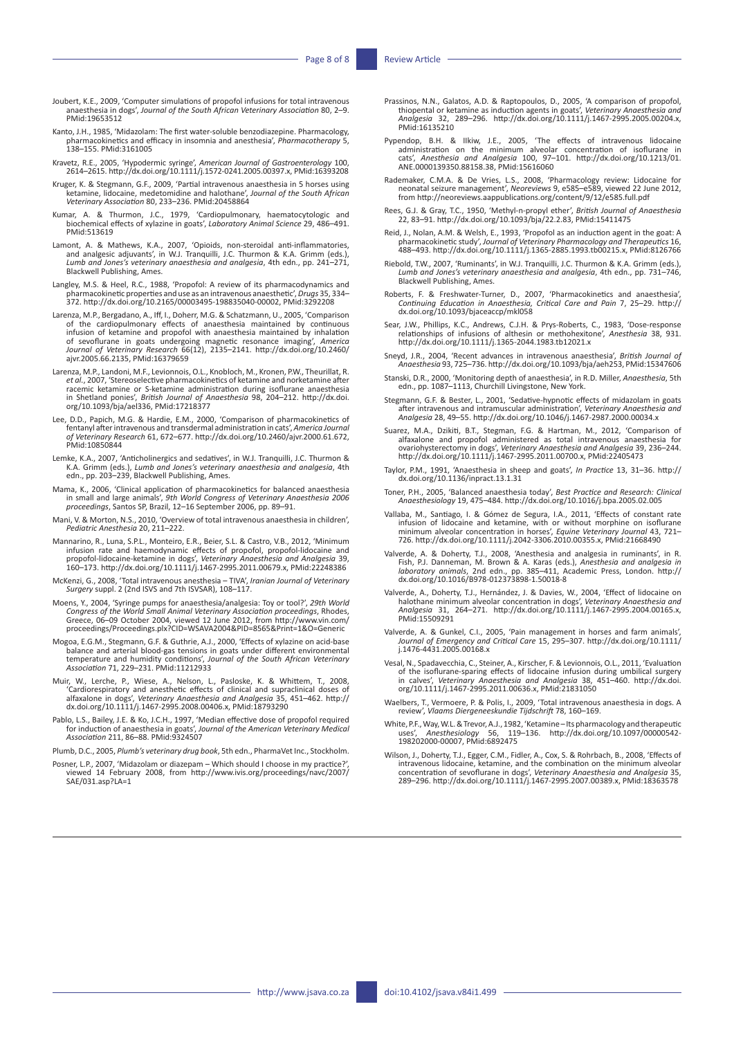Joubert, K.E., 2009, 'Computer simulations of propofol infusions for total intravenous anaesthesia in dogs', *Journal of the South African Veterinary Association* 80, 2–9. PMid:19653512

Kanto, J.H., 1985, 'Midazolam: The first water-soluble benzodiazepine. Pharmacology, pharmacokinetics and efficacy in insomnia and anesthesia', *Pharmacotherapy* 5, 138–155. PMid:3161005

Kravetz, R.E., 2005, 'Hypodermic syringe', *American Journal of Gastroenterology* 100, 2614–2615. http://dx.doi.org/10.1111/j.1572-0241.2005.00397.x, PMid:16393208

Kruger, K. & Stegmann, G.F., 2009, 'Partial intravenous anaesthesia in 5 horses using ketamine, lidocaine, medetomidine and halothane', *Journal of the South African Veterinary Association* 80, 233–236. PMid:20458864

Kumar, A. & Thurmon, J.C., 1979, 'Cardiopulmonary, haematocytologic and biochemical effects of xylazine in goats', *Laboratory Animal Science* 29, 486–491. PMid:513619

Lamont, A. & Mathews, K.A., 2007, 'Opioids, non-steroidal anti-inflammatories, and analgesic adjuvants', in W.J. Tranquilli, J.C. Thurmon & K.A. Grimm (eds.), *Lumb and Jones's veterinary anaesthesia and analgesia*, 4th edn., pp. 241–271, Blackwell Publishing, Ames.

Langley, M.S. & Heel, R.C., 1988, 'Propofol: A review of its pharmacodynamics and pharmacokinetic properties and use as an intravenous anaesthetic', *Drugs* 35, 334–372. http://dx.doi.org/10.2165/00003495-198835040-00002, PMid:3292208

Larenza, M.P., Bergadano, A., Iff, I., Doherr, M.G. & Schatzmann, U., 2005, 'Comparison of the cardiopulmonary effects of anaesthesia maintained by continuous infusion of ketamine and propofol with anaesthesia maintained by inhalation of sevoflurane in goats undergoing magnetic resonance imaging', *America Journal of Veterinary Research* 66(12), 2135–2141. http://dx.doi.org/10.2460/ajvr.2005.66.2135, PMid:16379659

Larenza, M.P., Landoni, M.F., Levionnois, O.L., Knobloch, M., Kronen, P.W., Theurillat, R. *et al.*, 2007, 'Stereoselective pharmacokinetics of ketamine and norketamine after racemic ketamine or S-ketamine administration during isoflurane anaesthesia in Shetland ponies', *British Journal of Anaesthesia* 98, 204–212. http://dx.doi.org/10.1093/bja/ael336, PMid:17218377

Lee, D.D., Papich, M.G. & Hardie, E.M., 2000, 'Comparison of pharmacokinetics of fentanyl after intravenous and transdermal administration in cats', *America Journal of Veterinary Research* 61, 672–677. http://dx.doi.org/10.2460/ajvr.2000.61.672, PMid:10850844

Lemke, K.A., 2007, 'Anticholinergics and sedatives', in W.J. Tranquilli, J.C. Thurmon & K.A. Grimm (eds.), *Lumb and Jones's veterinary anaesthesia and analgesia*, 4th edn., pp. 203–239, Blackwell Publishing, Ames.

Mama, K., 2006, 'Clinical application of pharmacokinetics for balanced anaesthesia in small and large animals', *9th World Congress of Veterinary Anaesthesia 2006 proceedings*, Santos SP, Brazil, 12–16 September 2006, pp. 89–91.

Mani, V. & Morton, N.S., 2010, 'Overview of total intravenous anaesthesia in children', *Pediatric Anesthesia* 20, 211–222.

Mannarino, R., Luna, S.P.L., Monteiro, E.R., Beier, S.L. & Castro, V.B., 2012, 'Minimum infusion rate and haemodynamic effects of propofol, propofol-lidocaine and propofol-lidocaine-ketamine in dogs', *Veterinary Anaesthesia and Analgesia* 39, 160–173. http://dx.doi.org/10.1111/j.1467-2995.2011.00679.x, PMid:22248386

McKenzi, G., 2008, 'Total intravenous anesthesia – TIVA', *Iranian Journal of Veterinary Surgery* suppl. 2 (2nd ISVS and 7th ISVSAR), 108–117.

Moens, Y., 2004, 'Syringe pumps for anaesthesia/analgesia: Toy or tool?', *29th World Congress of the World Small Animal Veterinary Association proceedings*, Rhodes, Greece, 06–09 October 2004, viewed 12 June 2012, from http://www.vin.com/proceedings/Proceedings.plx?CID=WSAVA2004&PID=8565&Print=1&O=Generic

Mogoa, E.G.M., Stegmann, G.F. & Guthrie, A.J., 2000, 'Effects of xylazine on acid-base balance and arterial blood-gas tensions in goats under different environmental temperature and humidity conditions', *Journal of the South African Veterinary Association* 71, 229–231. PMid:11212933

Muir, W., Lerche, P., Wiese, A., Nelson, L., Pasloske, K. & Whittem, T., 2008, 'Cardiorespiratory and anesthetic effects of clinical and supraclinical doses of alfaxalone in dogs', *Veterinary Anaesthesia and Analgesia* 35, 451–462. http://dx.doi.org/10.1111/j.1467-2995.2008.00406.x, PMid:18793290

Pablo, L.S., Bailey, J.E. & Ko, J.C.H., 1997, 'Median effective dose of propofol required for induction of anaesthesia in goats', *Journal of the American Veterinary Medical Association* 211, 86–88. PMid:9324507

Plumb, D.C., 2005, *Plumb's veterinary drug book*, 5th edn., PharmaVet Inc., Stockholm.

Posner, L.P., 2007, 'Midazolam or diazepam – Which should I choose in my practice?', viewed 14 February 2008, from http://www.ivis.org/proceedings/navc/2007/SAE/031.asp?LA=1

Prassinos, N.N., Galatos, A.D. & Raptopoulos, D., 2005, 'A comparison of propofol, thiopental or ketamine as induction agents in goats', *Veterinary Anaesthesia and Analgesia* 32, 289–296. http://dx.doi.org/10.1111/j.1467-2995.2005.00204.x, PMid:16135210

Pypendop, B.H. & Ilkiw, J.E., 2005, 'The effects of intravenous lidocaine administration on the minimum alveolar concentration of isoflurane in cats', *Anesthesia and Analgesia* 100, 97–101. http://dx.doi.org/10.1213/01.ANE.0000139350.88158.38, PMid:15616060

Rademaker, C.M.A. & De Vries, L.S., 2008, 'Pharmacology review: Lidocaine for neonatal seizure management', *Neoreviews* 9, e585–e589, viewed 22 June 2012, from http://neoreviews.aappublications.org/content/9/12/e585.full.pdf

Rees, G.J. & Gray, T.C., 1950, 'Methyl-n-propyl ether', *British Journal of Anaesthesia* 22, 83–91. http://dx.doi.org/10.1093/bja/22.2.83, PMid:15411475

Reid, J., Nolan, A.M. & Welsh, E., 1993, 'Propofol as an induction agent in the goat: A pharmacokinetic study', *Journal of Veterinary Pharmacology and Therapeutics* 16, 488–493. http://dx.doi.org/10.1111/j.1365-2885.1993.tb00215.x, PMid:8126766

Riebold, T.W., 2007, 'Ruminants', in W.J. Tranquilli, J.C. Thurmon & K.A. Grimm (eds.), *Lumb and Jones's veterinary anaesthesia and analgesia*, 4th edn., pp. 731–746, Blackwell Publishing, Ames.

Roberts, F. & Freshwater-Turner, D., 2007, 'Pharmacokinetics and anaesthesia', *Continuing Education in Anaesthesia, Critical Care and Pain* 7, 25–29. http://dx.doi.org/10.1093/bjaceaccp/mkl058

Sear, J.W., Phillips, K.C., Andrews, C.J.H. & Prys-Roberts, C., 1983, 'Dose-response relationships of infusions of althesin or methohexitone', *Anesthesia* 38, 931. http://dx.doi.org/10.1111/j.1365-2044.1983.tb12021.x

Sneyd, J.R., 2004, 'Recent advances in intravenous anaesthesia', *British Journal of Anaesthesia* 93, 725–736. http://dx.doi.org/10.1093/bja/aeh253, PMid:15347606

Stanski, D.R., 2000, 'Monitoring depth of anaesthesia', in R.D. Miller, *Anaesthesia*, 5th edn., pp. 1087–1113, Churchill Livingstone, New York.

Stegmann, G.F. & Bester, L., 2001, 'Sedative-hypnotic effects of midazolam in goats after intravenous and intramuscular administration', *Veterinary Anaesthesia and Analgesia* 28, 49–55. http://dx.doi.org/10.1046/j.1467-2987.2000.00034.x

Suarez, M.A., Dzikiti, B.T., Stegman, F.G. & Hartman, M., 2012, 'Comparison of alfaxalone and propofol administered as total intravenous anaesthesia for ovariohysterectomy in dogs', *Veterinary Anaesthesia and Analgesia* 39, 236–244. http://dx.doi.org/10.1111/j.1467-2995.2011.00700.x, PMid:22405473

Taylor, P.M., 1991, 'Anaesthesia in sheep and goats', *In Practice* 13, 31–36. http://dx.doi.org/10.1136/inpract.13.1.31

Toner, P.H., 2005, 'Balanced anaesthesia today', *Best Practice and Research: Clinical Anaesthesiology* 19, 475–484. http://dx.doi.org/10.1016/j.bpa.2005.02.005

Vallaba, M., Santiago, I. & Gómez de Segura, I.A., 2011, 'Effects of constant rate infusion of lidocaine and ketamine, with or without morphine on isoflurane minimum alveolar concentration in horses', *Equine Veterinary Journal* 43, 721–726. http://dx.doi.org/10.1111/j.2042-3306.2010.00355.x, PMid:21668490

Valverde, A. & Doherty, T.J., 2008, 'Anesthesia and analgesia in ruminants', in R. Fish, P.J. Danneman, M. Brown & A. Karas (eds.), *Anesthesia and analgesia in laboratory animals*, 2nd edn., pp. 385–411, Academic Press, London. http://dx.doi.org/10.1016/B978-012373898-1.50018-8

Valverde, A., Doherty, T.J., Hernández, J. & Davies, W., 2004, 'Effect of lidocaine on halothane minimum alveolar concentration in dogs', *Veterinary Anaesthesia and Analgesia* 31, 264–271. http://dx.doi.org/10.1111/j.1467-2995.2004.00165.x, PMid:15509291

Valverde, A. & Gunkel, C.I., 2005, 'Pain management in horses and farm animals', *Journal of Emergency and Critical Care* 15, 295–307. http://dx.doi.org/10.1111/j.1476-4431.2005.00168.x

Vesal, N., Spadavecchia, C., Steiner, A., Kirscher, F. & Levionnois, O.L., 2011, 'Evaluation of the isoflurane-sparing effects of lidocaine infusion during umbilical surgery in calves', *Veterinary Anaesthesia and Analgesia* 38, 451–460. http://dx.doi.org/10.1111/j.1467-2995.2011.00636.x, PMid:21831050

Waelbers, T., Vermoere, P. & Polis, I., 2009, 'Total intravenous anaesthesia in dogs. A review', *Vlaams Diergeneeskundie Tijdschrift* 78, 160–169.

White, P.F., Way, W.L. & Trevor, A.J., 1982, 'Ketamine – Its pharmacology and therapeutic uses', *Anesthesiology* 56, 119–136. http://dx.doi.org/10.1097/00000542-198202000-00007, PMid:6892475

Wilson, J., Doherty, T.J., Egger, C.M., Fidler, A., Cox, S. & Rohrbach, B., 2008, 'Effects of intravenous lidocaine, ketamine, and the combination on the minimum alveolar concentration of sevoflurane in dogs', *Veterinary Anaesthesia and Analgesia* 35, 289–296. http://dx.doi.org/10.1111/j.1467-2995.2007.00389.x, PMid:18363578